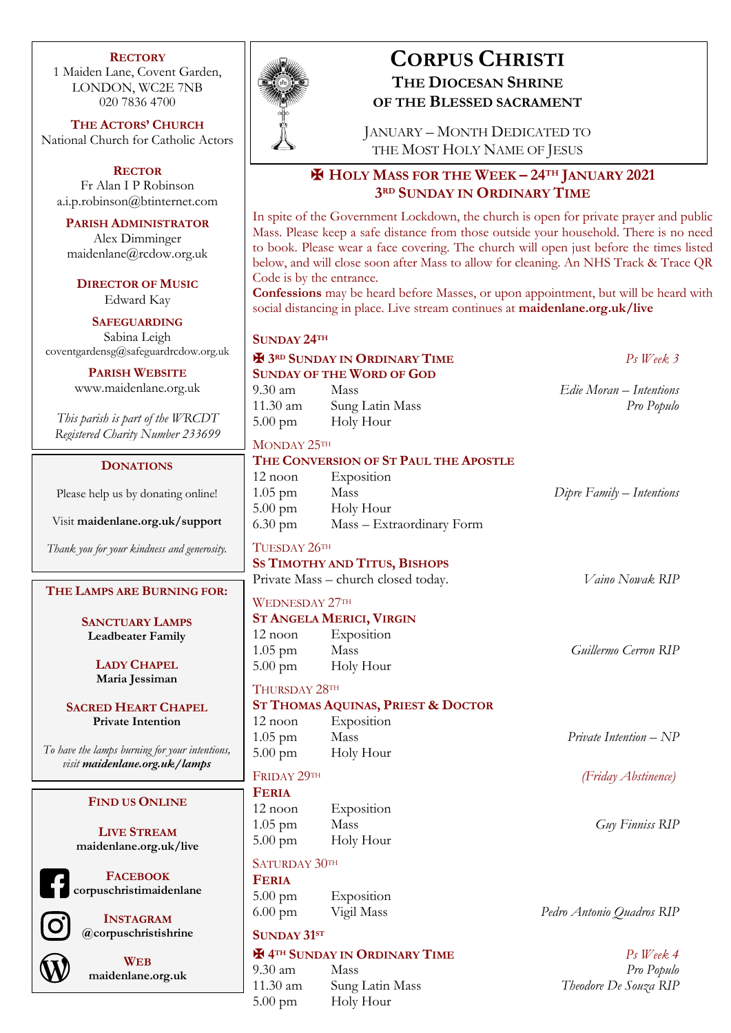# CORPUS CHRISTI

## THE DIOCESAN SHRINE OF THE BLESSED SACRAMENT

JANUARY – MONTH DEDICATED TO THE MOST HOLY NAME OF JESUS

## ✠ HOLY MASS FOR THE WEEK – 24TH JANUARY 2021
## 3RD SUNDAY IN ORDINARY TIME

In spite of the Government Lockdown, the church is open for private prayer and public Mass. Please keep a safe distance from those outside your household. There is no need to book. Please wear a face covering. The church will open just before the times listed below, and will close soon after Mass to allow for cleaning. An NHS Track & Trace QR Code is by the entrance.

**Confessions** may be heard before Masses, or upon appointment, but will be heard with social distancing in place. Live stream continues at **maidenlane.org.uk/live**

### SUNDAY 24TH

**✠ 3RD SUNDAY IN ORDINARY TIME** — *Ps Week 3*
**SUNDAY OF THE WORD OF GOD**

| | | |
|---|---|---|
| 9.30 am | Mass | *Edie Moran – Intentions* |
| 11.30 am | Sung Latin Mass | *Pro Populo* |
| 5.00 pm | Holy Hour | |

### MONDAY 25TH

**THE CONVERSION OF ST PAUL THE APOSTLE**

| | | |
|---|---|---|
| 12 noon | Exposition | |
| 1.05 pm | Mass | *Dipre Family – Intentions* |
| 5.00 pm | Holy Hour | |
| 6.30 pm | Mass – Extraordinary Form | |

### TUESDAY 26TH

**SS TIMOTHY AND TITUS, BISHOPS**

Private Mass – church closed today. — *Vaino Nowak RIP*

### WEDNESDAY 27TH

**ST ANGELA MERICI, VIRGIN**

| | | |
|---|---|---|
| 12 noon | Exposition | |
| 1.05 pm | Mass | *Guillermo Cerron RIP* |
| 5.00 pm | Holy Hour | |

### THURSDAY 28TH

**ST THOMAS AQUINAS, PRIEST & DOCTOR**

| | | |
|---|---|---|
| 12 noon | Exposition | |
| 1.05 pm | Mass | *Private Intention – NP* |
| 5.00 pm | Holy Hour | |

### FRIDAY 29TH

*(Friday Abstinence)*

**FERIA**

| | | |
|---|---|---|
| 12 noon | Exposition | |
| 1.05 pm | Mass | *Guy Finniss RIP* |
| 5.00 pm | Holy Hour | |

### SATURDAY 30TH

**FERIA**

| | | |
|---|---|---|
| 5.00 pm | Exposition | |
| 6.00 pm | Vigil Mass | *Pedro Antonio Quadros RIP* |

### SUNDAY 31ST

**✠ 4TH SUNDAY IN ORDINARY TIME** — *Ps Week 4*

| | | |
|---|---|---|
| 9.30 am | Mass | *Pro Populo* |
| 11.30 am | Sung Latin Mass | *Theodore De Souza RIP* |
| 5.00 pm | Holy Hour | |

---

**RECTORY**
1 Maiden Lane, Covent Garden,
LONDON, WC2E 7NB
020 7836 4700

**THE ACTORS' CHURCH**
National Church for Catholic Actors

**RECTOR**
Fr Alan I P Robinson
a.i.p.robinson@btinternet.com

**PARISH ADMINISTRATOR**
Alex Dimminger
maidenlane@rcdow.org.uk

**DIRECTOR OF MUSIC**
Edward Kay

**SAFEGUARDING**
Sabina Leigh
coventgardensg@safeguardrcdow.org.uk

**PARISH WEBSITE**
www.maidenlane.org.uk

*This parish is part of the WRCDT Registered Charity Number 233699*

**DONATIONS**

Please help us by donating online!

Visit **maidenlane.org.uk/support**

*Thank you for your kindness and generosity.*

**THE LAMPS ARE BURNING FOR:**

**SANCTUARY LAMPS**
**Leadbeater Family**

**LADY CHAPEL**
**Maria Jessiman**

**SACRED HEART CHAPEL**
**Private Intention**

*To have the lamps burning for your intentions, visit **maidenlane.org.uk/lamps***

**FIND US ONLINE**

**LIVE STREAM**
**maidenlane.org.uk/live**

**FACEBOOK**
**corpuschristimaidenlane**

**INSTAGRAM**
**@corpuschristishrine**

**WEB**
**maidenlane.org.uk**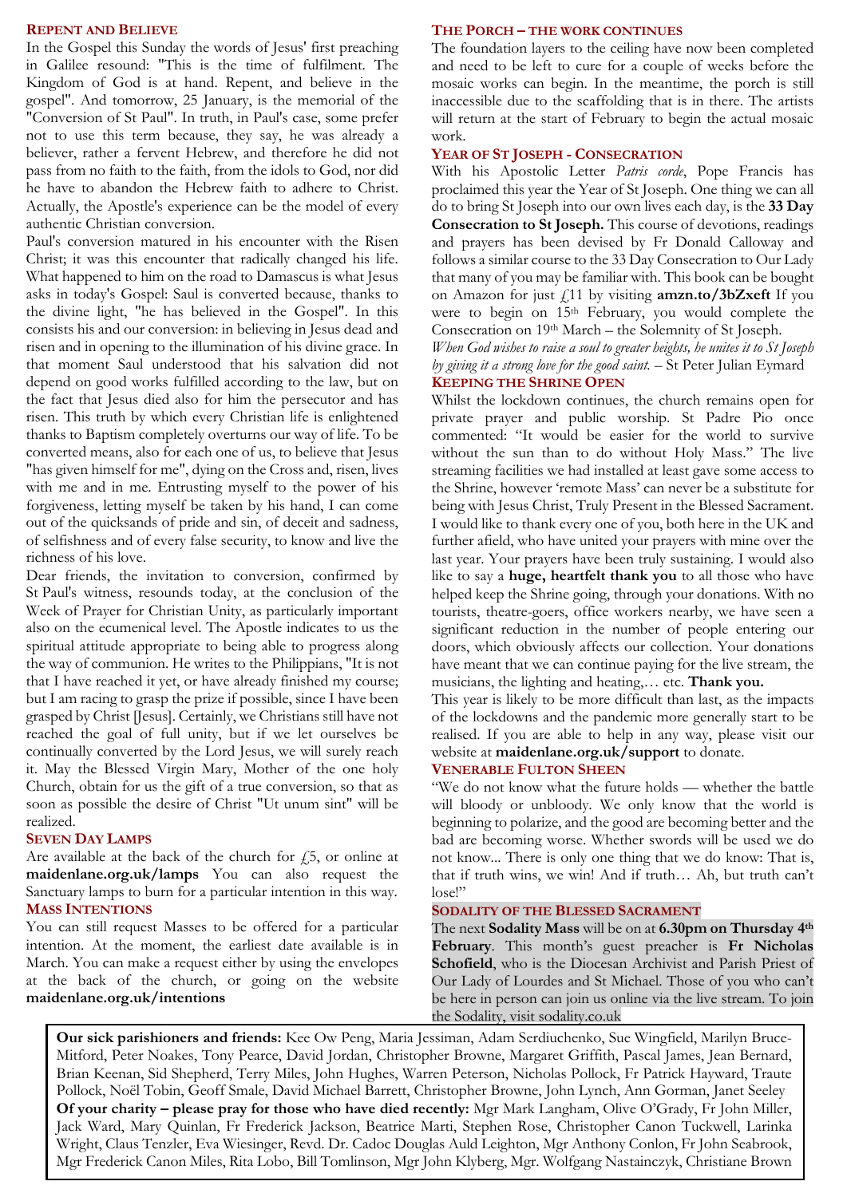## Repent and Believe

In the Gospel this Sunday the words of Jesus' first preaching in Galilee resound: "This is the time of fulfilment. The Kingdom of God is at hand. Repent, and believe in the gospel". And tomorrow, 25 January, is the memorial of the "Conversion of St Paul". In truth, in Paul's case, some prefer not to use this term because, they say, he was already a believer, rather a fervent Hebrew, and therefore he did not pass from no faith to the faith, from the idols to God, nor did he have to abandon the Hebrew faith to adhere to Christ. Actually, the Apostle's experience can be the model of every authentic Christian conversion.

Paul's conversion matured in his encounter with the Risen Christ; it was this encounter that radically changed his life. What happened to him on the road to Damascus is what Jesus asks in today's Gospel: Saul is converted because, thanks to the divine light, "he has believed in the Gospel". In this consists his and our conversion: in believing in Jesus dead and risen and in opening to the illumination of his divine grace. In that moment Saul understood that his salvation did not depend on good works fulfilled according to the law, but on the fact that Jesus died also for him the persecutor and has risen. This truth by which every Christian life is enlightened thanks to Baptism completely overturns our way of life. To be converted means, also for each one of us, to believe that Jesus "has given himself for me", dying on the Cross and, risen, lives with me and in me. Entrusting myself to the power of his forgiveness, letting myself be taken by his hand, I can come out of the quicksands of pride and sin, of deceit and sadness, of selfishness and of every false security, to know and live the richness of his love.

Dear friends, the invitation to conversion, confirmed by St Paul's witness, resounds today, at the conclusion of the Week of Prayer for Christian Unity, as particularly important also on the ecumenical level. The Apostle indicates to us the spiritual attitude appropriate to being able to progress along the way of communion. He writes to the Philippians, "It is not that I have reached it yet, or have already finished my course; but I am racing to grasp the prize if possible, since I have been grasped by Christ [Jesus]. Certainly, we Christians still have not reached the goal of full unity, but if we let ourselves be continually converted by the Lord Jesus, we will surely reach it. May the Blessed Virgin Mary, Mother of the one holy Church, obtain for us the gift of a true conversion, so that as soon as possible the desire of Christ "Ut unum sint" will be realized.

## Seven Day Lamps

Are available at the back of the church for £5, or online at **maidenlane.org.uk/lamps** You can also request the Sanctuary lamps to burn for a particular intention in this way.

## Mass Intentions

You can still request Masses to be offered for a particular intention. At the moment, the earliest date available is in March. You can make a request either by using the envelopes at the back of the church, or going on the website **maidenlane.org.uk/intentions**

## The Porch – the work continues

The foundation layers to the ceiling have now been completed and need to be left to cure for a couple of weeks before the mosaic works can begin. In the meantime, the porch is still inaccessible due to the scaffolding that is in there. The artists will return at the start of February to begin the actual mosaic work.

## Year of St Joseph - Consecration

With his Apostolic Letter *Patris corde*, Pope Francis has proclaimed this year the Year of St Joseph. One thing we can all do to bring St Joseph into our own lives each day, is the **33 Day Consecration to St Joseph.** This course of devotions, readings and prayers has been devised by Fr Donald Calloway and follows a similar course to the 33 Day Consecration to Our Lady that many of you may be familiar with. This book can be bought on Amazon for just £11 by visiting **amzn.to/3bZxeft** If you were to begin on 15th February, you would complete the Consecration on 19th March – the Solemnity of St Joseph.

*When God wishes to raise a soul to greater heights, he unites it to St Joseph by giving it a strong love for the good saint.* – St Peter Julian Eymard

## Keeping the Shrine Open

Whilst the lockdown continues, the church remains open for private prayer and public worship. St Padre Pio once commented: "It would be easier for the world to survive without the sun than to do without Holy Mass." The live streaming facilities we had installed at least gave some access to the Shrine, however 'remote Mass' can never be a substitute for being with Jesus Christ, Truly Present in the Blessed Sacrament. I would like to thank every one of you, both here in the UK and further afield, who have united your prayers with mine over the last year. Your prayers have been truly sustaining. I would also like to say a **huge, heartfelt thank you** to all those who have helped keep the Shrine going, through your donations. With no tourists, theatre-goers, office workers nearby, we have seen a significant reduction in the number of people entering our doors, which obviously affects our collection. Your donations have meant that we can continue paying for the live stream, the musicians, the lighting and heating,… etc. **Thank you.**

This year is likely to be more difficult than last, as the impacts of the lockdowns and the pandemic more generally start to be realised. If you are able to help in any way, please visit our website at **maidenlane.org.uk/support** to donate.

## Venerable Fulton Sheen

"We do not know what the future holds — whether the battle will bloody or unbloody. We only know that the world is beginning to polarize, and the good are becoming better and the bad are becoming worse. Whether swords will be used we do not know... There is only one thing that we do know: That is, that if truth wins, we win! And if truth… Ah, but truth can't lose!"

## Sodality of the Blessed Sacrament

The next **Sodality Mass** will be on at **6.30pm on Thursday 4th February**. This month's guest preacher is **Fr Nicholas Schofield**, who is the Diocesan Archivist and Parish Priest of Our Lady of Lourdes and St Michael. Those of you who can't be here in person can join us online via the live stream. To join the Sodality, visit sodality.co.uk

**Our sick parishioners and friends:** Kee Ow Peng, Maria Jessiman, Adam Serdiuchenko, Sue Wingfield, Marilyn Bruce-Mitford, Peter Noakes, Tony Pearce, David Jordan, Christopher Browne, Margaret Griffith, Pascal James, Jean Bernard, Brian Keenan, Sid Shepherd, Terry Miles, John Hughes, Warren Peterson, Nicholas Pollock, Fr Patrick Hayward, Traute Pollock, Noël Tobin, Geoff Smale, David Michael Barrett, Christopher Browne, John Lynch, Ann Gorman, Janet Seeley

**Of your charity – please pray for those who have died recently:** Mgr Mark Langham, Olive O'Grady, Fr John Miller, Jack Ward, Mary Quinlan, Fr Frederick Jackson, Beatrice Marti, Stephen Rose, Christopher Canon Tuckwell, Larinka Wright, Claus Tenzler, Eva Wiesinger, Revd. Dr. Cadoc Douglas Auld Leighton, Mgr Anthony Conlon, Fr John Seabrook, Mgr Frederick Canon Miles, Rita Lobo, Bill Tomlinson, Mgr John Klyberg, Mgr. Wolfgang Nastainczyk, Christiane Brown